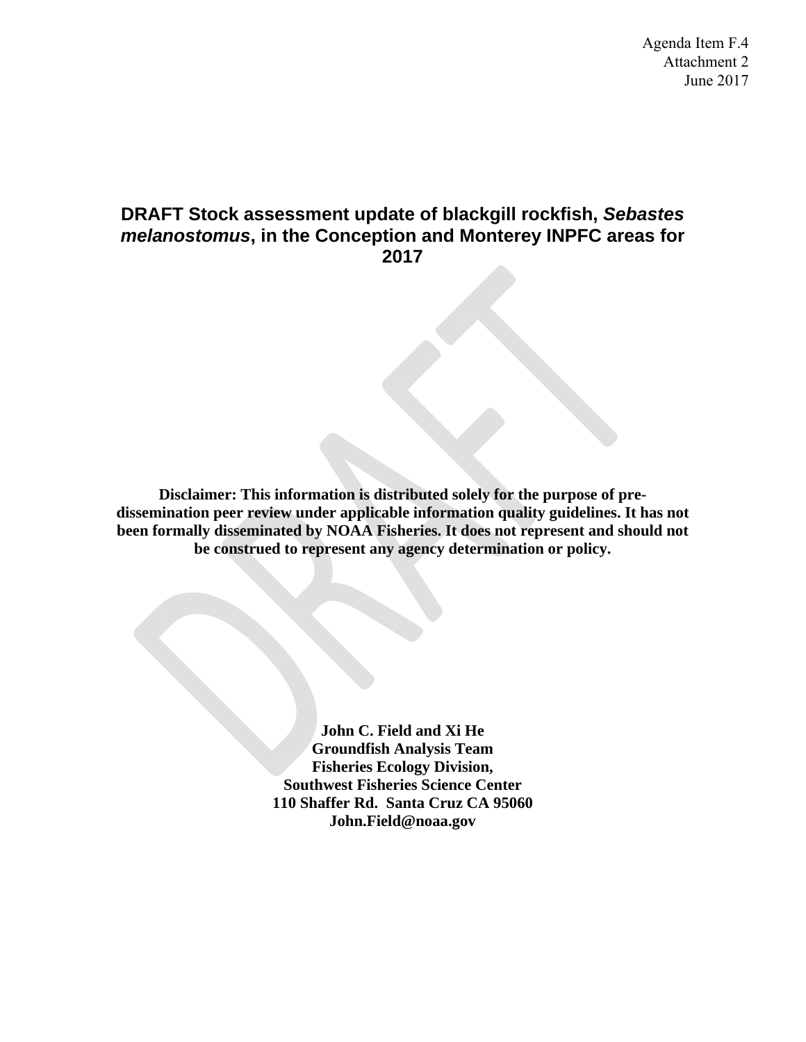Agenda Item F.4
Attachment 2
June 2017

# DRAFT Stock assessment update of blackgill rockfish, *Sebastes melanostomus*, in the Conception and Monterey INPFC areas for 2017

**Disclaimer: This information is distributed solely for the purpose of pre-dissemination peer review under applicable information quality guidelines. It has not been formally disseminated by NOAA Fisheries. It does not represent and should not be construed to represent any agency determination or policy.**

**John C. Field and Xi He**
**Groundfish Analysis Team**
**Fisheries Ecology Division,**
**Southwest Fisheries Science Center**
**110 Shaffer Rd. Santa Cruz CA 95060**
**John.Field@noaa.gov**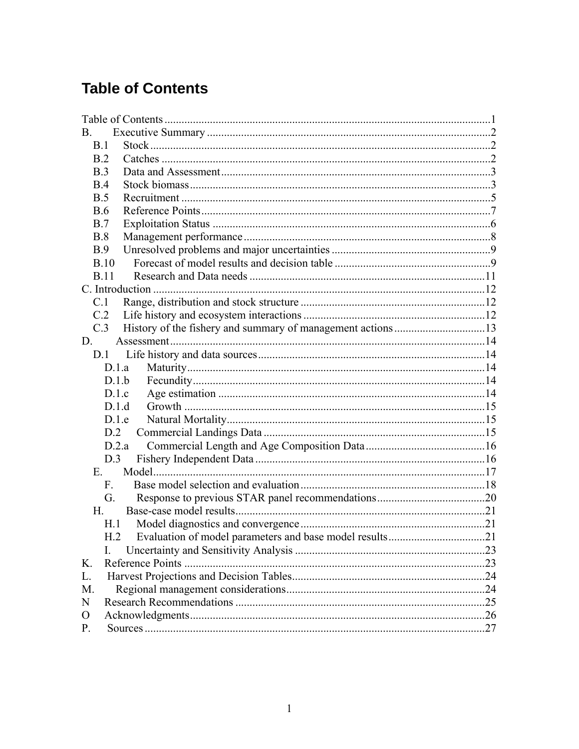# Table of Contents

Table of Contents ........................................................................................................1
B. Executive Summary ..................................................................................................2
- B.1 Stock ......................................................................................................................2
- B.2 Catches ..................................................................................................................2
- B.3 Data and Assessment ..............................................................................................3
- B.4 Stock biomass .........................................................................................................3
- B.5 Recruitment ............................................................................................................5
- B.6 Reference Points .....................................................................................................7
- B.7 Exploitation Status .................................................................................................6
- B.8 Management performance ......................................................................................8
- B.9 Unresolved problems and major uncertainties .......................................................9
- B.10 Forecast of model results and decision table .......................................................9
- B.11 Research and Data needs ...................................................................................11

C. Introduction ..................................................................................................................12
- C.1 Range, distribution and stock structure ................................................................12
- C.2 Life history and ecosystem interactions ...............................................................12
- C.3 History of the fishery and summary of management actions ................................13

D. Assessment ..................................................................................................................14
- D.1 Life history and data sources ...............................................................................14
  - D.1.a Maturity .........................................................................................................14
  - D.1.b Fecundity .......................................................................................................14
  - D.1.c Age estimation ..............................................................................................14
  - D.1.d Growth ..........................................................................................................15
  - D.1.e Natural Mortality ...........................................................................................15
  - D.2 Commercial Landings Data ..............................................................................15
  - D.2.a Commercial Length and Age Composition Data ..........................................16
  - D.3 Fishery Independent Data .................................................................................16
- E. Model .....................................................................................................................17
  - F. Base model selection and evaluation .................................................................18
  - G. Response to previous STAR panel recommendations ......................................20
- H. Base-case model results .........................................................................................21
  - H.1 Model diagnostics and convergence .................................................................21
  - H.2 Evaluation of model parameters and base model results ..................................21
  - I. Uncertainty and Sensitivity Analysis ..................................................................23

K. Reference Points .........................................................................................................23
L. Harvest Projections and Decision Tables ....................................................................24
M. Regional management considerations ........................................................................24
N Research Recommendations .......................................................................................25
O Acknowledgments .......................................................................................................26
P. Sources .......................................................................................................................27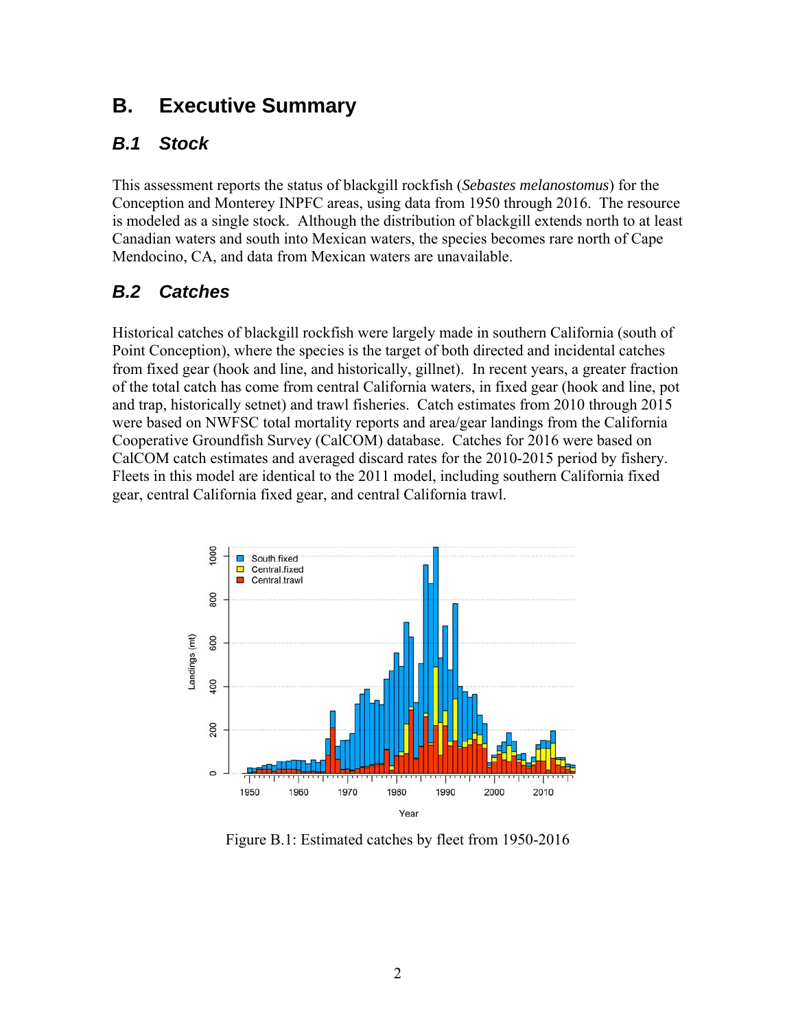# B. Executive Summary

## B.1 Stock

This assessment reports the status of blackgill rockfish (*Sebastes melanostomus*) for the Conception and Monterey INPFC areas, using data from 1950 through 2016. The resource is modeled as a single stock. Although the distribution of blackgill extends north to at least Canadian waters and south into Mexican waters, the species becomes rare north of Cape Mendocino, CA, and data from Mexican waters are unavailable.

## B.2 Catches

Historical catches of blackgill rockfish were largely made in southern California (south of Point Conception), where the species is the target of both directed and incidental catches from fixed gear (hook and line, and historically, gillnet). In recent years, a greater fraction of the total catch has come from central California waters, in fixed gear (hook and line, pot and trap, historically setnet) and trawl fisheries. Catch estimates from 2010 through 2015 were based on NWFSC total mortality reports and area/gear landings from the California Cooperative Groundfish Survey (CalCOM) database. Catches for 2016 were based on CalCOM catch estimates and averaged discard rates for the 2010-2015 period by fishery. Fleets in this model are identical to the 2011 model, including southern California fixed gear, central California fixed gear, and central California trawl.

Figure B.1: Estimated catches by fleet from 1950-2016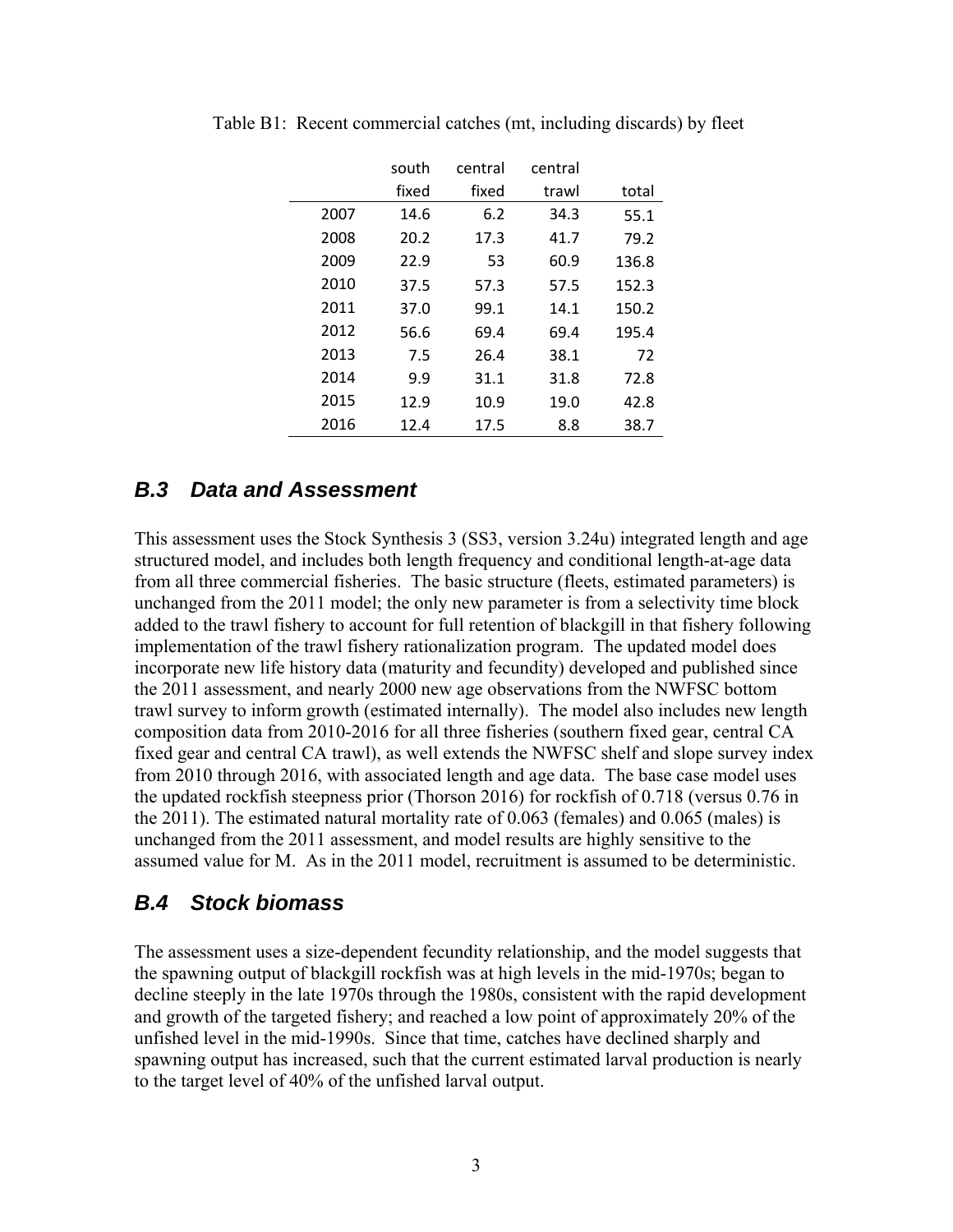Table B1: Recent commercial catches (mt, including discards) by fleet

| | south fixed | central fixed | central trawl | total |
|---|---|---|---|---|
| 2007 | 14.6 | 6.2 | 34.3 | 55.1 |
| 2008 | 20.2 | 17.3 | 41.7 | 79.2 |
| 2009 | 22.9 | 53 | 60.9 | 136.8 |
| 2010 | 37.5 | 57.3 | 57.5 | 152.3 |
| 2011 | 37.0 | 99.1 | 14.1 | 150.2 |
| 2012 | 56.6 | 69.4 | 69.4 | 195.4 |
| 2013 | 7.5 | 26.4 | 38.1 | 72 |
| 2014 | 9.9 | 31.1 | 31.8 | 72.8 |
| 2015 | 12.9 | 10.9 | 19.0 | 42.8 |
| 2016 | 12.4 | 17.5 | 8.8 | 38.7 |

## *B.3 Data and Assessment*

This assessment uses the Stock Synthesis 3 (SS3, version 3.24u) integrated length and age structured model, and includes both length frequency and conditional length-at-age data from all three commercial fisheries. The basic structure (fleets, estimated parameters) is unchanged from the 2011 model; the only new parameter is from a selectivity time block added to the trawl fishery to account for full retention of blackgill in that fishery following implementation of the trawl fishery rationalization program. The updated model does incorporate new life history data (maturity and fecundity) developed and published since the 2011 assessment, and nearly 2000 new age observations from the NWFSC bottom trawl survey to inform growth (estimated internally). The model also includes new length composition data from 2010-2016 for all three fisheries (southern fixed gear, central CA fixed gear and central CA trawl), as well extends the NWFSC shelf and slope survey index from 2010 through 2016, with associated length and age data. The base case model uses the updated rockfish steepness prior (Thorson 2016) for rockfish of 0.718 (versus 0.76 in the 2011). The estimated natural mortality rate of 0.063 (females) and 0.065 (males) is unchanged from the 2011 assessment, and model results are highly sensitive to the assumed value for M. As in the 2011 model, recruitment is assumed to be deterministic.

## *B.4 Stock biomass*

The assessment uses a size-dependent fecundity relationship, and the model suggests that the spawning output of blackgill rockfish was at high levels in the mid-1970s; began to decline steeply in the late 1970s through the 1980s, consistent with the rapid development and growth of the targeted fishery; and reached a low point of approximately 20% of the unfished level in the mid-1990s. Since that time, catches have declined sharply and spawning output has increased, such that the current estimated larval production is nearly to the target level of 40% of the unfished larval output.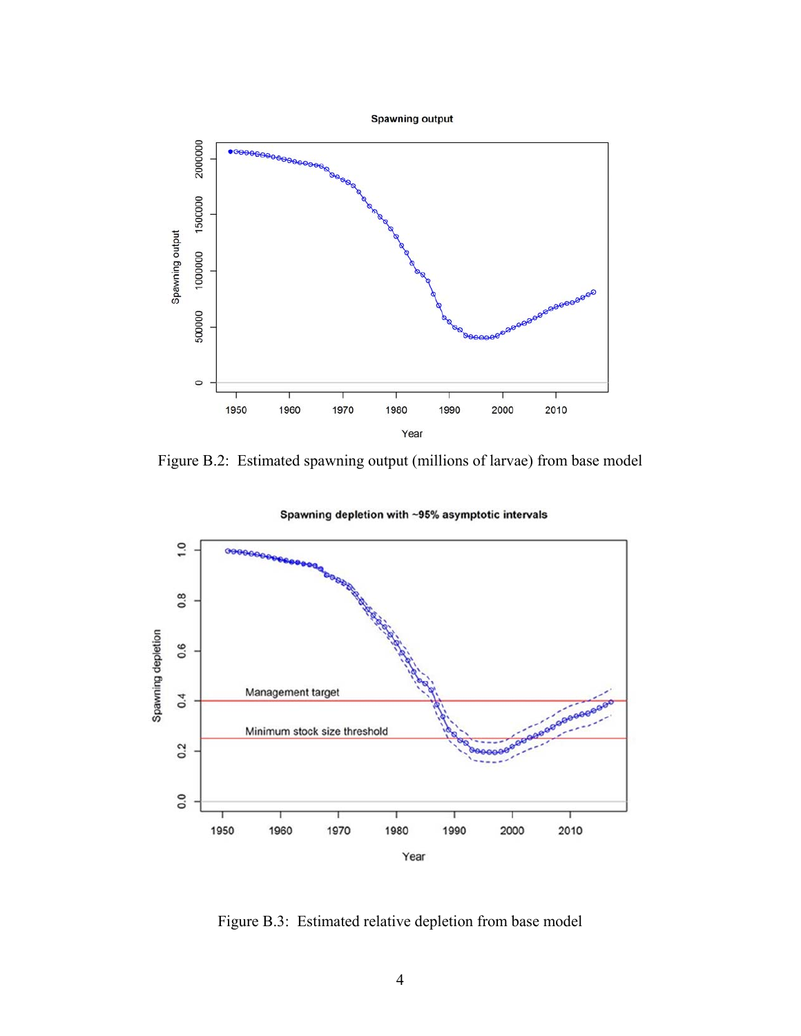Figure B.2: Estimated spawning output (millions of larvae) from base model

Figure B.3: Estimated relative depletion from base model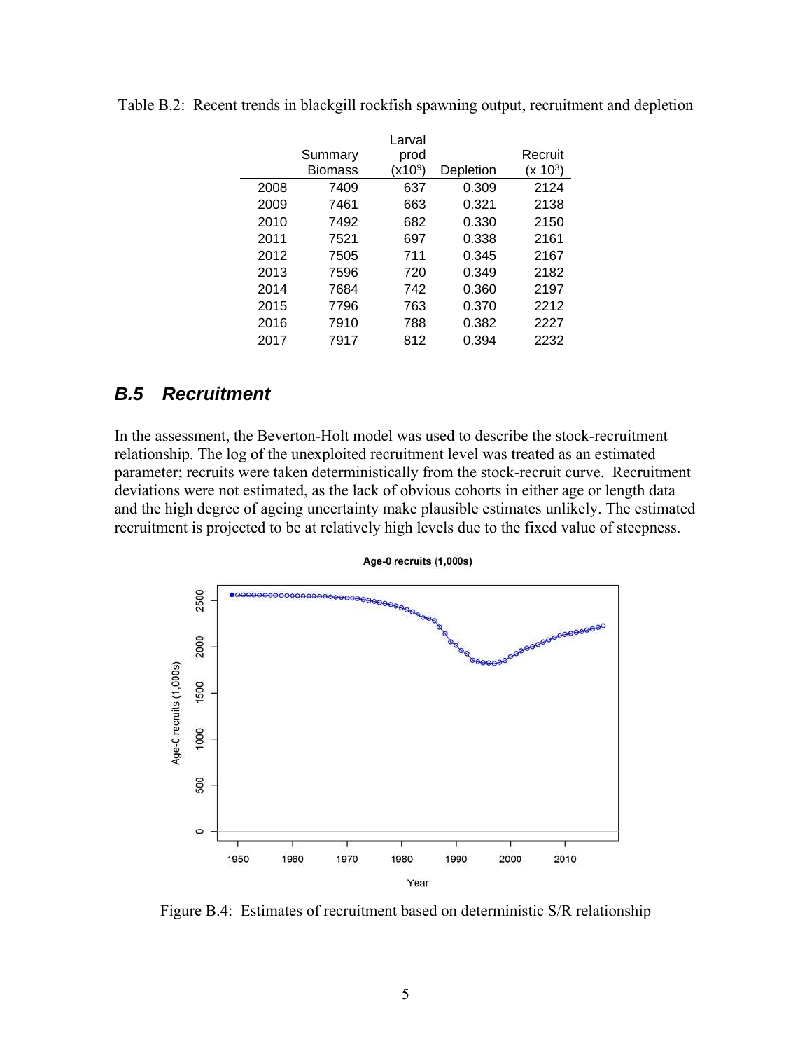Table B.2: Recent trends in blackgill rockfish spawning output, recruitment and depletion

| | Summary Biomass | Larval prod ($x10^9$) | Depletion | Recruit ($x 10^3$) |
|---|---|---|---|---|
| 2008 | 7409 | 637 | 0.309 | 2124 |
| 2009 | 7461 | 663 | 0.321 | 2138 |
| 2010 | 7492 | 682 | 0.330 | 2150 |
| 2011 | 7521 | 697 | 0.338 | 2161 |
| 2012 | 7505 | 711 | 0.345 | 2167 |
| 2013 | 7596 | 720 | 0.349 | 2182 |
| 2014 | 7684 | 742 | 0.360 | 2197 |
| 2015 | 7796 | 763 | 0.370 | 2212 |
| 2016 | 7910 | 788 | 0.382 | 2227 |
| 2017 | 7917 | 812 | 0.394 | 2232 |

## *B.5 Recruitment*

In the assessment, the Beverton-Holt model was used to describe the stock-recruitment relationship. The log of the unexploited recruitment level was treated as an estimated parameter; recruits were taken deterministically from the stock-recruit curve. Recruitment deviations were not estimated, as the lack of obvious cohorts in either age or length data and the high degree of ageing uncertainty make plausible estimates unlikely. The estimated recruitment is projected to be at relatively high levels due to the fixed value of steepness.

Figure B.4: Estimates of recruitment based on deterministic S/R relationship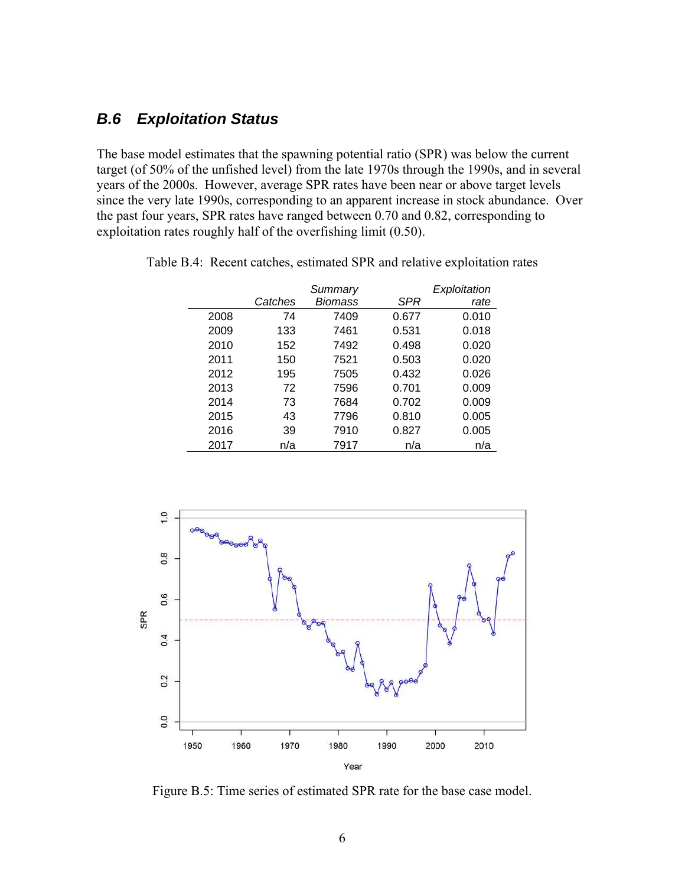### *B.6 Exploitation Status*

The base model estimates that the spawning potential ratio (SPR) was below the current target (of 50% of the unfished level) from the late 1970s through the 1990s, and in several years of the 2000s. However, average SPR rates have been near or above target levels since the very late 1990s, corresponding to an apparent increase in stock abundance. Over the past four years, SPR rates have ranged between 0.70 and 0.82, corresponding to exploitation rates roughly half of the overfishing limit (0.50).

Table B.4: Recent catches, estimated SPR and relative exploitation rates

| | *Catches* | *Summary Biomass* | *SPR* | *Exploitation rate* |
|---|---|---|---|---|
| 2008 | 74 | 7409 | 0.677 | 0.010 |
| 2009 | 133 | 7461 | 0.531 | 0.018 |
| 2010 | 152 | 7492 | 0.498 | 0.020 |
| 2011 | 150 | 7521 | 0.503 | 0.020 |
| 2012 | 195 | 7505 | 0.432 | 0.026 |
| 2013 | 72 | 7596 | 0.701 | 0.009 |
| 2014 | 73 | 7684 | 0.702 | 0.009 |
| 2015 | 43 | 7796 | 0.810 | 0.005 |
| 2016 | 39 | 7910 | 0.827 | 0.005 |
| 2017 | n/a | 7917 | n/a | n/a |

Figure B.5: Time series of estimated SPR rate for the base case model.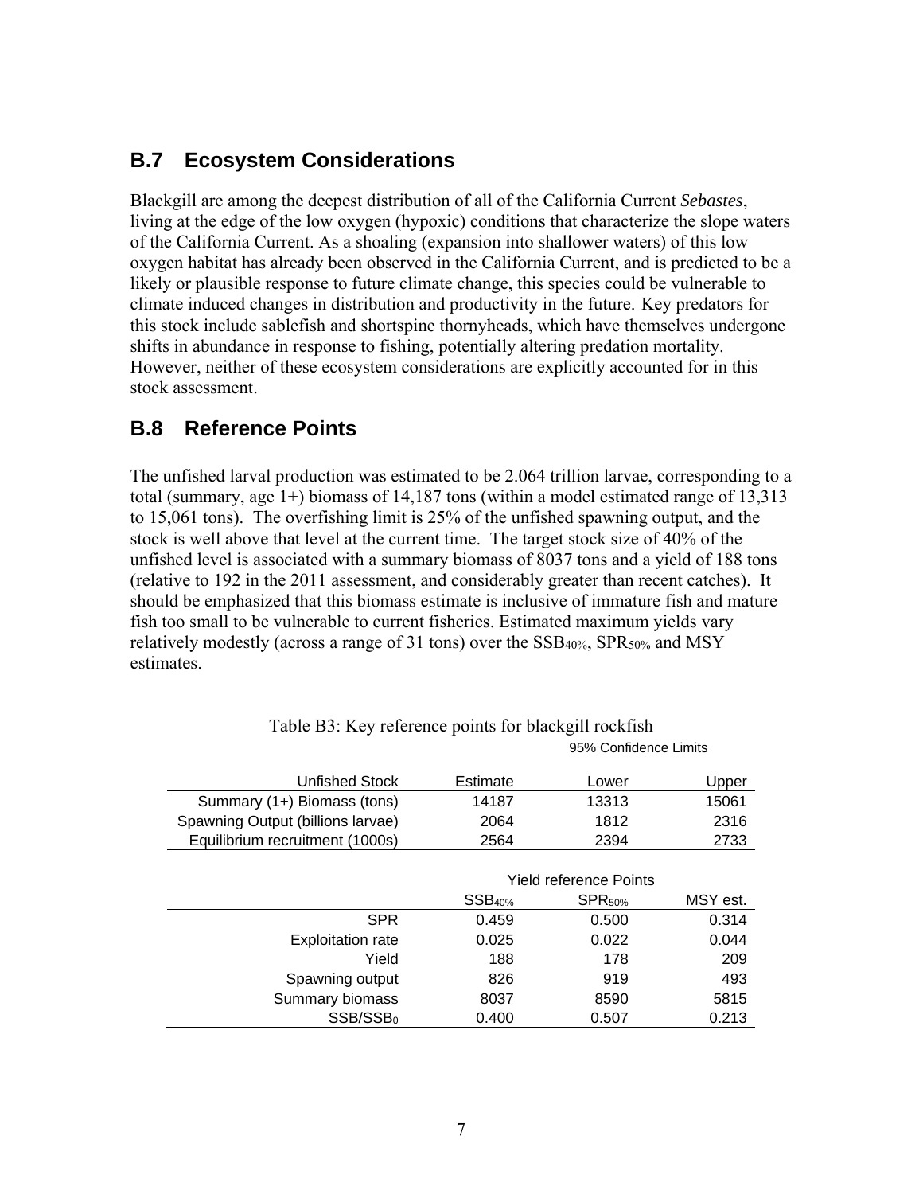## B.7 Ecosystem Considerations

Blackgill are among the deepest distribution of all of the California Current *Sebastes*, living at the edge of the low oxygen (hypoxic) conditions that characterize the slope waters of the California Current. As a shoaling (expansion into shallower waters) of this low oxygen habitat has already been observed in the California Current, and is predicted to be a likely or plausible response to future climate change, this species could be vulnerable to climate induced changes in distribution and productivity in the future. Key predators for this stock include sablefish and shortspine thornyheads, which have themselves undergone shifts in abundance in response to fishing, potentially altering predation mortality. However, neither of these ecosystem considerations are explicitly accounted for in this stock assessment.

## B.8 Reference Points

The unfished larval production was estimated to be 2.064 trillion larvae, corresponding to a total (summary, age 1+) biomass of 14,187 tons (within a model estimated range of 13,313 to 15,061 tons). The overfishing limit is 25% of the unfished spawning output, and the stock is well above that level at the current time. The target stock size of 40% of the unfished level is associated with a summary biomass of 8037 tons and a yield of 188 tons (relative to 192 in the 2011 assessment, and considerably greater than recent catches). It should be emphasized that this biomass estimate is inclusive of immature fish and mature fish too small to be vulnerable to current fisheries. Estimated maximum yields vary relatively modestly (across a range of 31 tons) over the $SSB_{40\%}$, $SPR_{50\%}$ and MSY estimates.

Table B3: Key reference points for blackgill rockfish

| | | 95% Confidence Limits | |
|---|---|---|---|
| Unfished Stock | Estimate | Lower | Upper |
| Summary (1+) Biomass (tons) | 14187 | 13313 | 15061 |
| Spawning Output (billions larvae) | 2064 | 1812 | 2316 |
| Equilibrium recruitment (1000s) | 2564 | 2394 | 2733 |
| | Yield reference Points | | |
| | $SSB_{40\%}$ | $SPR_{50\%}$ | MSY est. |
| SPR | 0.459 | 0.500 | 0.314 |
| Exploitation rate | 0.025 | 0.022 | 0.044 |
| Yield | 188 | 178 | 209 |
| Spawning output | 826 | 919 | 493 |
| Summary biomass | 8037 | 8590 | 5815 |
| $SSB/SSB_0$ | 0.400 | 0.507 | 0.213 |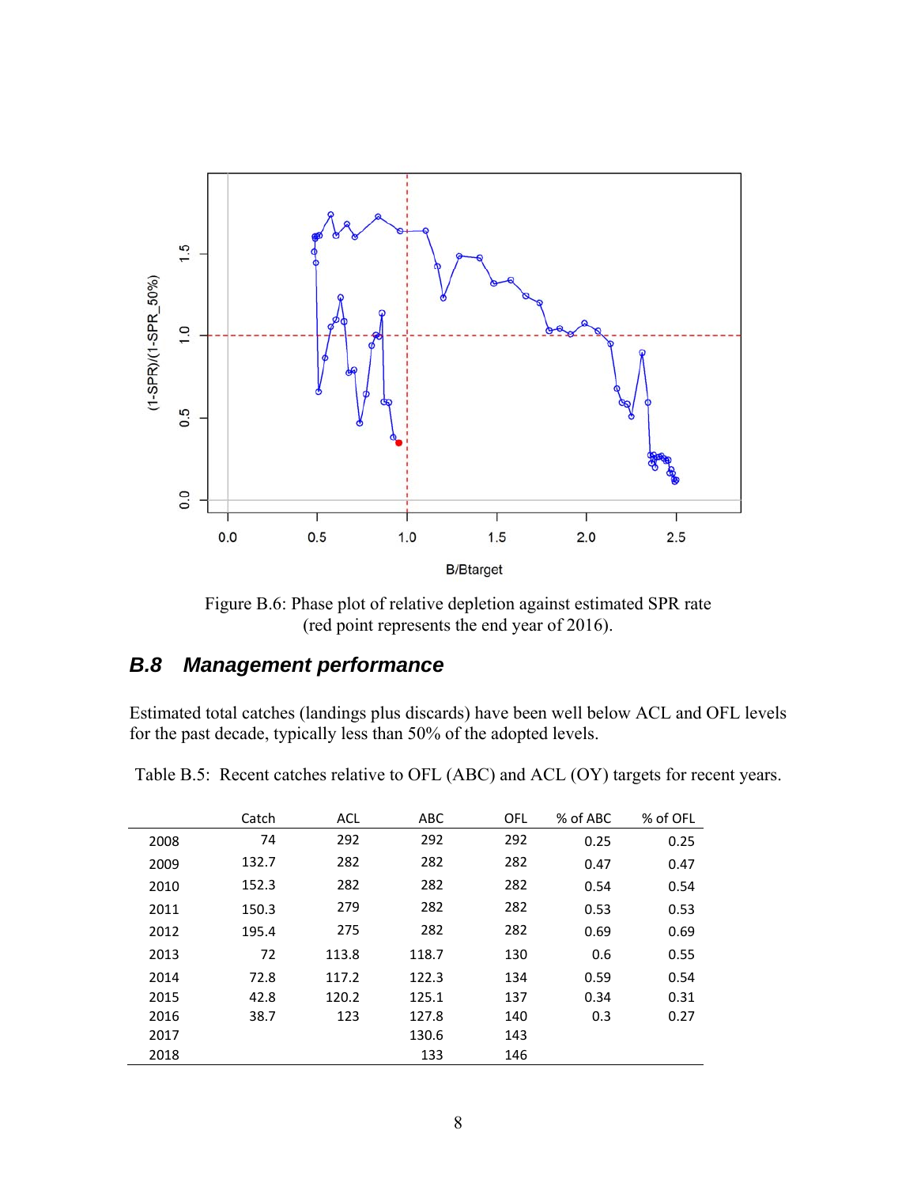Figure B.6: Phase plot of relative depletion against estimated SPR rate (red point represents the end year of 2016).

## *B.8 Management performance*

Estimated total catches (landings plus discards) have been well below ACL and OFL levels for the past decade, typically less than 50% of the adopted levels.

Table B.5: Recent catches relative to OFL (ABC) and ACL (OY) targets for recent years.

| | Catch | ACL | ABC | OFL | % of ABC | % of OFL |
|---|---|---|---|---|---|---|
| 2008 | 74 | 292 | 292 | 292 | 0.25 | 0.25 |
| 2009 | 132.7 | 282 | 282 | 282 | 0.47 | 0.47 |
| 2010 | 152.3 | 282 | 282 | 282 | 0.54 | 0.54 |
| 2011 | 150.3 | 279 | 282 | 282 | 0.53 | 0.53 |
| 2012 | 195.4 | 275 | 282 | 282 | 0.69 | 0.69 |
| 2013 | 72 | 113.8 | 118.7 | 130 | 0.6 | 0.55 |
| 2014 | 72.8 | 117.2 | 122.3 | 134 | 0.59 | 0.54 |
| 2015 | 42.8 | 120.2 | 125.1 | 137 | 0.34 | 0.31 |
| 2016 | 38.7 | 123 | 127.8 | 140 | 0.3 | 0.27 |
| 2017 | | | 130.6 | 143 | | |
| 2018 | | | 133 | 146 | | |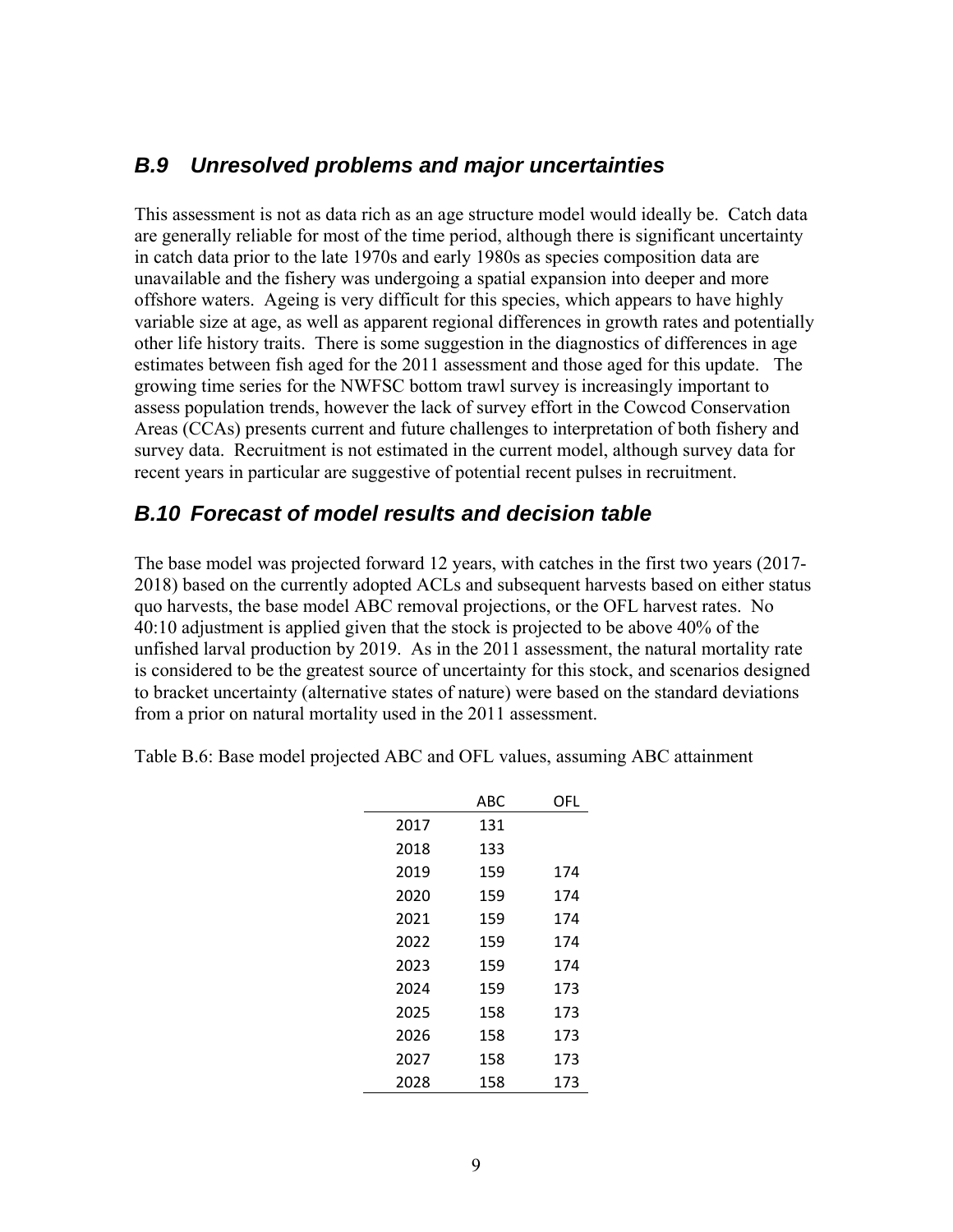## *B.9 Unresolved problems and major uncertainties*

This assessment is not as data rich as an age structure model would ideally be. Catch data are generally reliable for most of the time period, although there is significant uncertainty in catch data prior to the late 1970s and early 1980s as species composition data are unavailable and the fishery was undergoing a spatial expansion into deeper and more offshore waters. Ageing is very difficult for this species, which appears to have highly variable size at age, as well as apparent regional differences in growth rates and potentially other life history traits. There is some suggestion in the diagnostics of differences in age estimates between fish aged for the 2011 assessment and those aged for this update. The growing time series for the NWFSC bottom trawl survey is increasingly important to assess population trends, however the lack of survey effort in the Cowcod Conservation Areas (CCAs) presents current and future challenges to interpretation of both fishery and survey data. Recruitment is not estimated in the current model, although survey data for recent years in particular are suggestive of potential recent pulses in recruitment.

## *B.10 Forecast of model results and decision table*

The base model was projected forward 12 years, with catches in the first two years (2017-2018) based on the currently adopted ACLs and subsequent harvests based on either status quo harvests, the base model ABC removal projections, or the OFL harvest rates. No 40:10 adjustment is applied given that the stock is projected to be above 40% of the unfished larval production by 2019. As in the 2011 assessment, the natural mortality rate is considered to be the greatest source of uncertainty for this stock, and scenarios designed to bracket uncertainty (alternative states of nature) were based on the standard deviations from a prior on natural mortality used in the 2011 assessment.

Table B.6: Base model projected ABC and OFL values, assuming ABC attainment

| | ABC | OFL |
|---|---|---|
| 2017 | 131 | |
| 2018 | 133 | |
| 2019 | 159 | 174 |
| 2020 | 159 | 174 |
| 2021 | 159 | 174 |
| 2022 | 159 | 174 |
| 2023 | 159 | 174 |
| 2024 | 159 | 173 |
| 2025 | 158 | 173 |
| 2026 | 158 | 173 |
| 2027 | 158 | 173 |
| 2028 | 158 | 173 |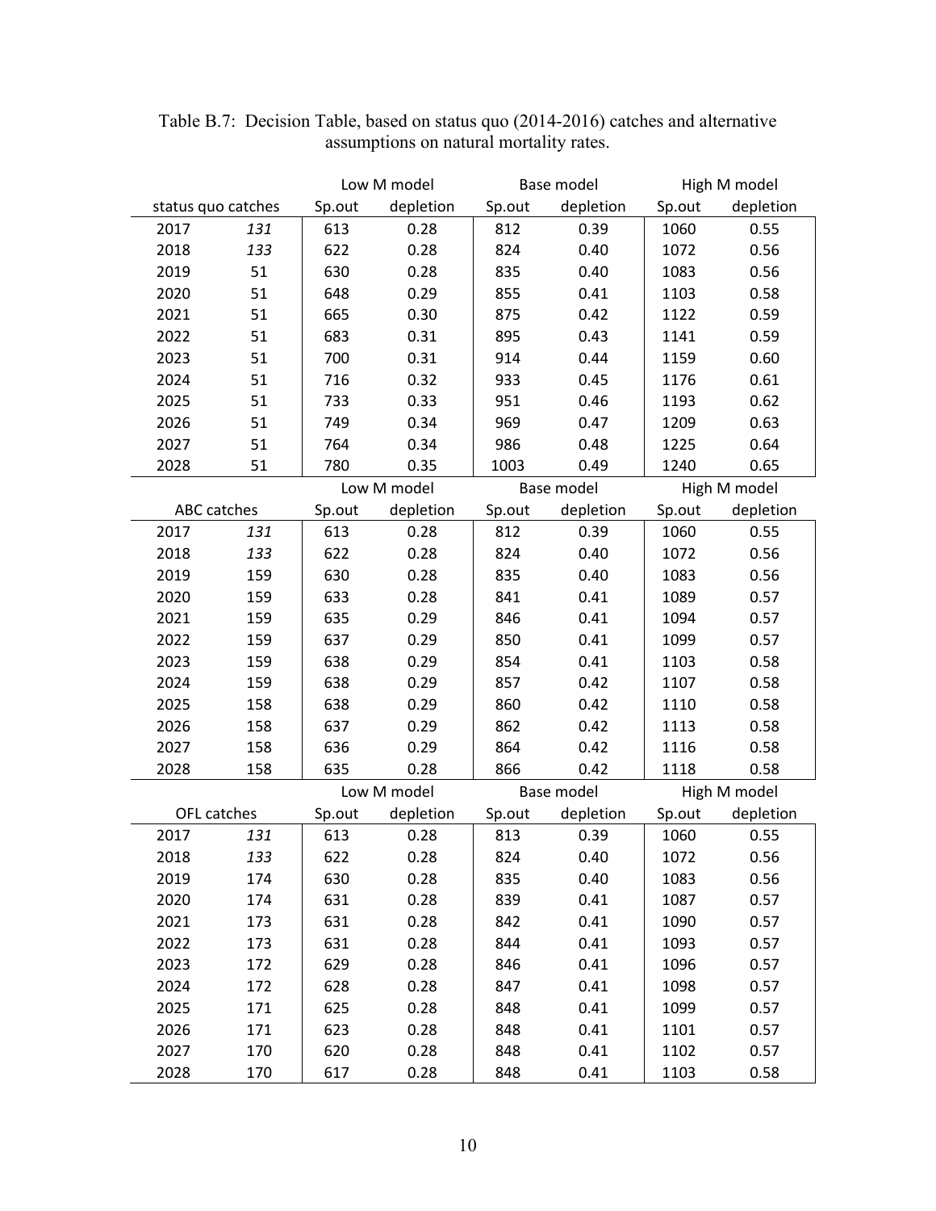Table B.7: Decision Table, based on status quo (2014-2016) catches and alternative assumptions on natural mortality rates.

| | | Low M model | | Base model | | High M model | |
|---|---|---|---|---|---|---|---|
| status quo catches | | Sp.out | depletion | Sp.out | depletion | Sp.out | depletion |
| 2017 | *131* | 613 | 0.28 | 812 | 0.39 | 1060 | 0.55 |
| 2018 | *133* | 622 | 0.28 | 824 | 0.40 | 1072 | 0.56 |
| 2019 | 51 | 630 | 0.28 | 835 | 0.40 | 1083 | 0.56 |
| 2020 | 51 | 648 | 0.29 | 855 | 0.41 | 1103 | 0.58 |
| 2021 | 51 | 665 | 0.30 | 875 | 0.42 | 1122 | 0.59 |
| 2022 | 51 | 683 | 0.31 | 895 | 0.43 | 1141 | 0.59 |
| 2023 | 51 | 700 | 0.31 | 914 | 0.44 | 1159 | 0.60 |
| 2024 | 51 | 716 | 0.32 | 933 | 0.45 | 1176 | 0.61 |
| 2025 | 51 | 733 | 0.33 | 951 | 0.46 | 1193 | 0.62 |
| 2026 | 51 | 749 | 0.34 | 969 | 0.47 | 1209 | 0.63 |
| 2027 | 51 | 764 | 0.34 | 986 | 0.48 | 1225 | 0.64 |
| 2028 | 51 | 780 | 0.35 | 1003 | 0.49 | 1240 | 0.65 |
| | | Low M model | | Base model | | High M model | |
| ABC catches | | Sp.out | depletion | Sp.out | depletion | Sp.out | depletion |
| 2017 | *131* | 613 | 0.28 | 812 | 0.39 | 1060 | 0.55 |
| 2018 | *133* | 622 | 0.28 | 824 | 0.40 | 1072 | 0.56 |
| 2019 | 159 | 630 | 0.28 | 835 | 0.40 | 1083 | 0.56 |
| 2020 | 159 | 633 | 0.28 | 841 | 0.41 | 1089 | 0.57 |
| 2021 | 159 | 635 | 0.29 | 846 | 0.41 | 1094 | 0.57 |
| 2022 | 159 | 637 | 0.29 | 850 | 0.41 | 1099 | 0.57 |
| 2023 | 159 | 638 | 0.29 | 854 | 0.41 | 1103 | 0.58 |
| 2024 | 159 | 638 | 0.29 | 857 | 0.42 | 1107 | 0.58 |
| 2025 | 158 | 638 | 0.29 | 860 | 0.42 | 1110 | 0.58 |
| 2026 | 158 | 637 | 0.29 | 862 | 0.42 | 1113 | 0.58 |
| 2027 | 158 | 636 | 0.29 | 864 | 0.42 | 1116 | 0.58 |
| 2028 | 158 | 635 | 0.28 | 866 | 0.42 | 1118 | 0.58 |
| | | Low M model | | Base model | | High M model | |
| OFL catches | | Sp.out | depletion | Sp.out | depletion | Sp.out | depletion |
| 2017 | *131* | 613 | 0.28 | 813 | 0.39 | 1060 | 0.55 |
| 2018 | *133* | 622 | 0.28 | 824 | 0.40 | 1072 | 0.56 |
| 2019 | 174 | 630 | 0.28 | 835 | 0.40 | 1083 | 0.56 |
| 2020 | 174 | 631 | 0.28 | 839 | 0.41 | 1087 | 0.57 |
| 2021 | 173 | 631 | 0.28 | 842 | 0.41 | 1090 | 0.57 |
| 2022 | 173 | 631 | 0.28 | 844 | 0.41 | 1093 | 0.57 |
| 2023 | 172 | 629 | 0.28 | 846 | 0.41 | 1096 | 0.57 |
| 2024 | 172 | 628 | 0.28 | 847 | 0.41 | 1098 | 0.57 |
| 2025 | 171 | 625 | 0.28 | 848 | 0.41 | 1099 | 0.57 |
| 2026 | 171 | 623 | 0.28 | 848 | 0.41 | 1101 | 0.57 |
| 2027 | 170 | 620 | 0.28 | 848 | 0.41 | 1102 | 0.57 |
| 2028 | 170 | 617 | 0.28 | 848 | 0.41 | 1103 | 0.58 |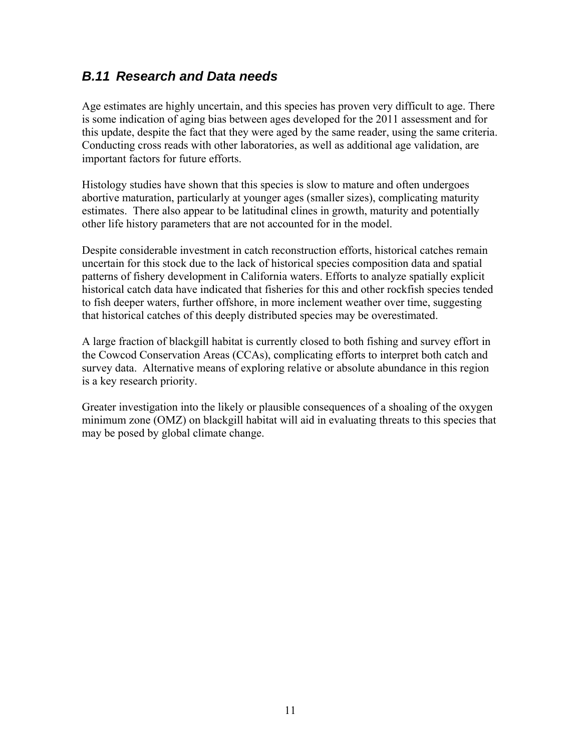## *B.11 Research and Data needs*

Age estimates are highly uncertain, and this species has proven very difficult to age. There is some indication of aging bias between ages developed for the 2011 assessment and for this update, despite the fact that they were aged by the same reader, using the same criteria. Conducting cross reads with other laboratories, as well as additional age validation, are important factors for future efforts.

Histology studies have shown that this species is slow to mature and often undergoes abortive maturation, particularly at younger ages (smaller sizes), complicating maturity estimates. There also appear to be latitudinal clines in growth, maturity and potentially other life history parameters that are not accounted for in the model.

Despite considerable investment in catch reconstruction efforts, historical catches remain uncertain for this stock due to the lack of historical species composition data and spatial patterns of fishery development in California waters. Efforts to analyze spatially explicit historical catch data have indicated that fisheries for this and other rockfish species tended to fish deeper waters, further offshore, in more inclement weather over time, suggesting that historical catches of this deeply distributed species may be overestimated.

A large fraction of blackgill habitat is currently closed to both fishing and survey effort in the Cowcod Conservation Areas (CCAs), complicating efforts to interpret both catch and survey data. Alternative means of exploring relative or absolute abundance in this region is a key research priority.

Greater investigation into the likely or plausible consequences of a shoaling of the oxygen minimum zone (OMZ) on blackgill habitat will aid in evaluating threats to this species that may be posed by global climate change.